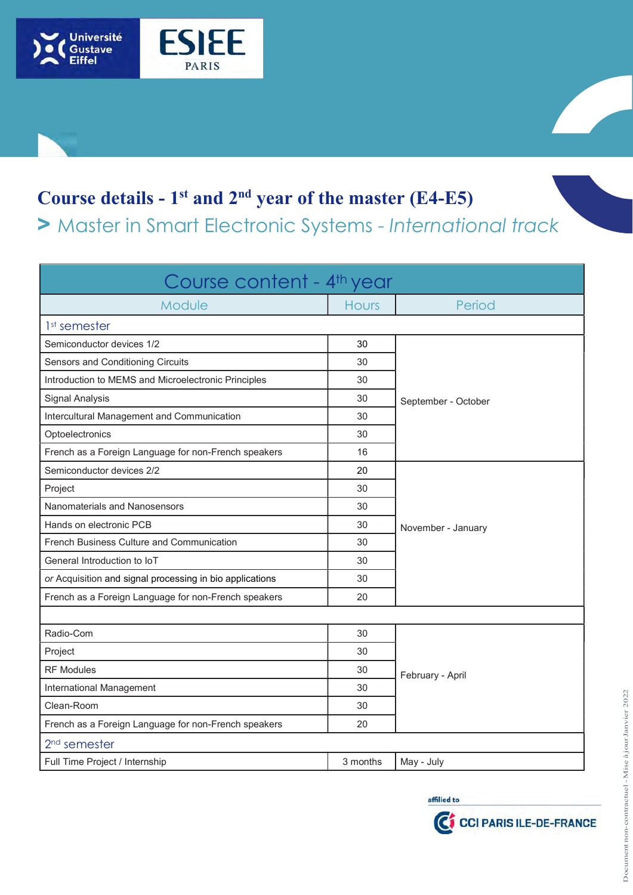# Course details - 1st and 2nd year of the master (E4-E5)

## > Master in Smart Electronic Systems - *International track*

| Course content - 4th year | | |
|---|---|---|
| **Module** | **Hours** | **Period** |
| **1st semester** | | |
| Semiconductor devices 1/2 | 30 | September - October |
| Sensors and Conditioning Circuits | 30 | |
| Introduction to MEMS and Microelectronic Principles | 30 | |
| Signal Analysis | 30 | |
| Intercultural Management and Communication | 30 | |
| Optoelectronics | 30 | |
| French as a Foreign Language for non-French speakers | 16 | |
| Semiconductor devices 2/2 | 20 | November - January |
| Project | 30 | |
| Nanomaterials and Nanosensors | 30 | |
| Hands on electronic PCB | 30 | |
| French Business Culture and Communication | 30 | |
| General Introduction to IoT | 30 | |
| *or* Acquisition and signal processing in bio applications | 30 | |
| French as a Foreign Language for non-French speakers | 20 | |
| | | |
| Radio-Com | 30 | February - April |
| Project | 30 | |
| RF Modules | 30 | |
| International Management | 30 | |
| Clean-Room | 30 | |
| French as a Foreign Language for non-French speakers | 20 | |
| **2nd semester** | | |
| Full Time Project / Internship | 3 months | May - July |

affilied to CCI PARIS ILE-DE-FRANCE

Document non-contractuel - Mise à jour Janvier 2022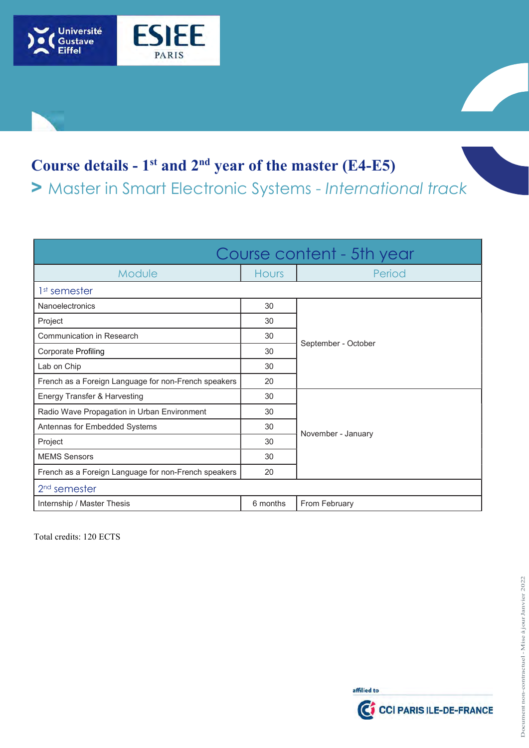# Course details - 1st and 2nd year of the master (E4-E5)

## > Master in Smart Electronic Systems - *International track*

| Course content - 5th year | | |
|---|---|---|
| **Module** | **Hours** | **Period** |
| **1st semester** | | |
| Nanoelectronics | 30 | September - October |
| Project | 30 | |
| Communication in Research | 30 | |
| Corporate Profiling | 30 | |
| Lab on Chip | 30 | |
| French as a Foreign Language for non-French speakers | 20 | |
| Energy Transfer & Harvesting | 30 | November - January |
| Radio Wave Propagation in Urban Environment | 30 | |
| Antennas for Embedded Systems | 30 | |
| Project | 30 | |
| MEMS Sensors | 30 | |
| French as a Foreign Language for non-French speakers | 20 | |
| **2nd semester** | | |
| Internship / Master Thesis | 6 months | From February |

Total credits: 120 ECTS

Document non-contractuel - Mise à jour Janvier 2022